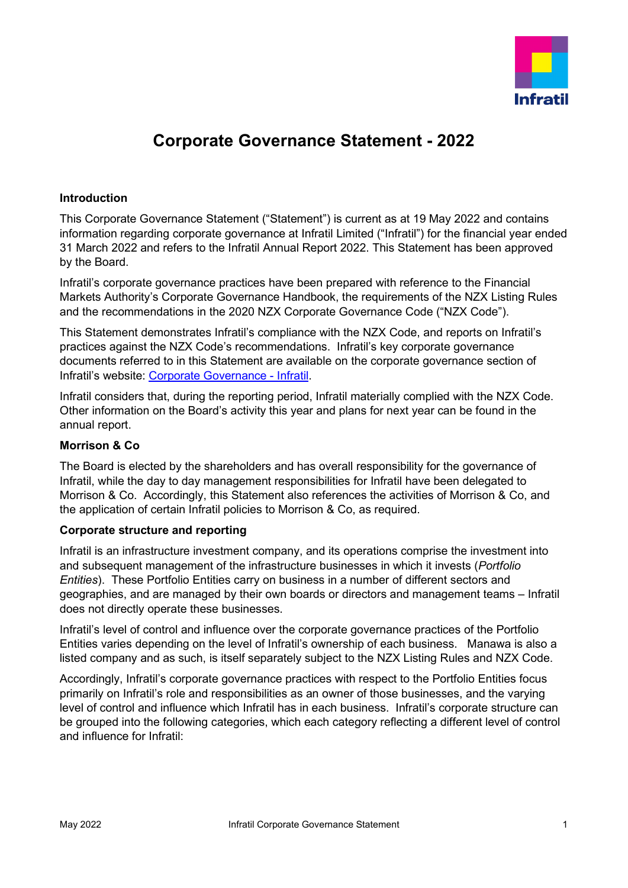# Corporate Governance Statement - 2022

### Introduction

This Corporate Governance Statement ("Statement") is current as at 19 May 2022 and contains information regarding corporate governance at Infratil Limited ("Infratil") for the financial year ended 31 March 2022 and refers to the Infratil Annual Report 2022. This Statement has been approved by the Board.

Infratil's corporate governance practices have been prepared with reference to the Financial Markets Authority's Corporate Governance Handbook, the requirements of the NZX Listing Rules and the recommendations in the 2020 NZX Corporate Governance Code ("NZX Code").

This Statement demonstrates Infratil's compliance with the NZX Code, and reports on Infratil's practices against the NZX Code's recommendations. Infratil's key corporate governance documents referred to in this Statement are available on the corporate governance section of Infratil's website: [Corporate Governance - Infratil](Corporate Governance - Infratil).

Infratil considers that, during the reporting period, Infratil materially complied with the NZX Code. Other information on the Board's activity this year and plans for next year can be found in the annual report.

### Morrison & Co

The Board is elected by the shareholders and has overall responsibility for the governance of Infratil, while the day to day management responsibilities for Infratil have been delegated to Morrison & Co. Accordingly, this Statement also references the activities of Morrison & Co, and the application of certain Infratil policies to Morrison & Co, as required.

### Corporate structure and reporting

Infratil is an infrastructure investment company, and its operations comprise the investment into and subsequent management of the infrastructure businesses in which it invests (*Portfolio Entities*). These Portfolio Entities carry on business in a number of different sectors and geographies, and are managed by their own boards or directors and management teams – Infratil does not directly operate these businesses.

Infratil's level of control and influence over the corporate governance practices of the Portfolio Entities varies depending on the level of Infratil's ownership of each business. Manawa is also a listed company and as such, is itself separately subject to the NZX Listing Rules and NZX Code.

Accordingly, Infratil's corporate governance practices with respect to the Portfolio Entities focus primarily on Infratil's role and responsibilities as an owner of those businesses, and the varying level of control and influence which Infratil has in each business. Infratil's corporate structure can be grouped into the following categories, which each category reflecting a different level of control and influence for Infratil: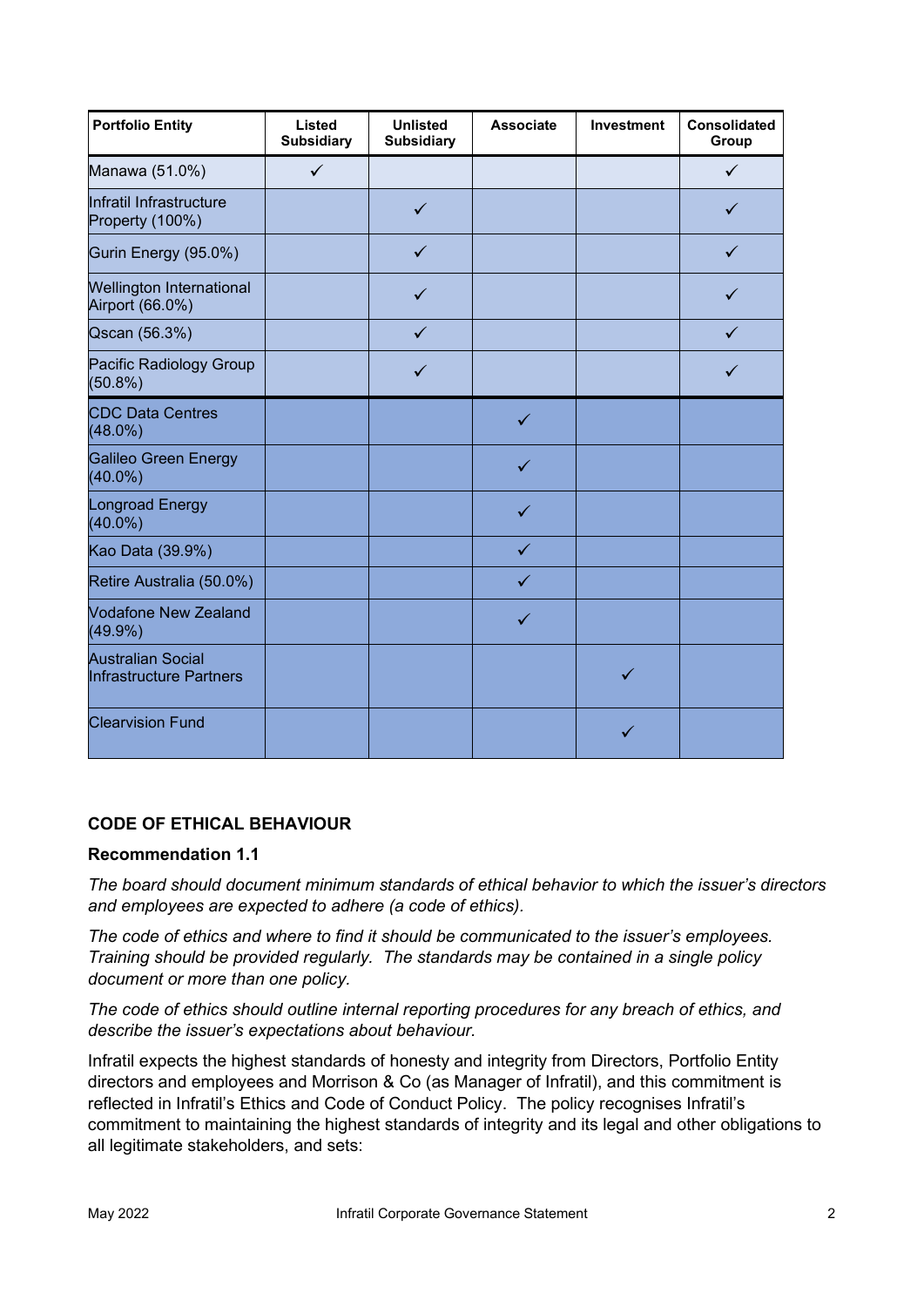| Portfolio Entity | Listed Subsidiary | Unlisted Subsidiary | Associate | Investment | Consolidated Group |
|---|---|---|---|---|---|
| Manawa (51.0%) | ✓ | | | | ✓ |
| Infratil Infrastructure Property (100%) | | ✓ | | | ✓ |
| Gurin Energy (95.0%) | | ✓ | | | ✓ |
| Wellington International Airport (66.0%) | | ✓ | | | ✓ |
| Qscan (56.3%) | | ✓ | | | ✓ |
| Pacific Radiology Group (50.8%) | | ✓ | | | ✓ |
| CDC Data Centres (48.0%) | | | ✓ | | |
| Galileo Green Energy (40.0%) | | | ✓ | | |
| Longroad Energy (40.0%) | | | ✓ | | |
| Kao Data (39.9%) | | | ✓ | | |
| Retire Australia (50.0%) | | | ✓ | | |
| Vodafone New Zealand (49.9%) | | | ✓ | | |
| Australian Social Infrastructure Partners | | | | ✓ | |
| Clearvision Fund | | | | ✓ | |

## CODE OF ETHICAL BEHAVIOUR

### Recommendation 1.1

*The board should document minimum standards of ethical behavior to which the issuer's directors and employees are expected to adhere (a code of ethics).*

*The code of ethics and where to find it should be communicated to the issuer's employees. Training should be provided regularly. The standards may be contained in a single policy document or more than one policy.*

*The code of ethics should outline internal reporting procedures for any breach of ethics, and describe the issuer's expectations about behaviour.*

Infratil expects the highest standards of honesty and integrity from Directors, Portfolio Entity directors and employees and Morrison & Co (as Manager of Infratil), and this commitment is reflected in Infratil's Ethics and Code of Conduct Policy. The policy recognises Infratil's commitment to maintaining the highest standards of integrity and its legal and other obligations to all legitimate stakeholders, and sets: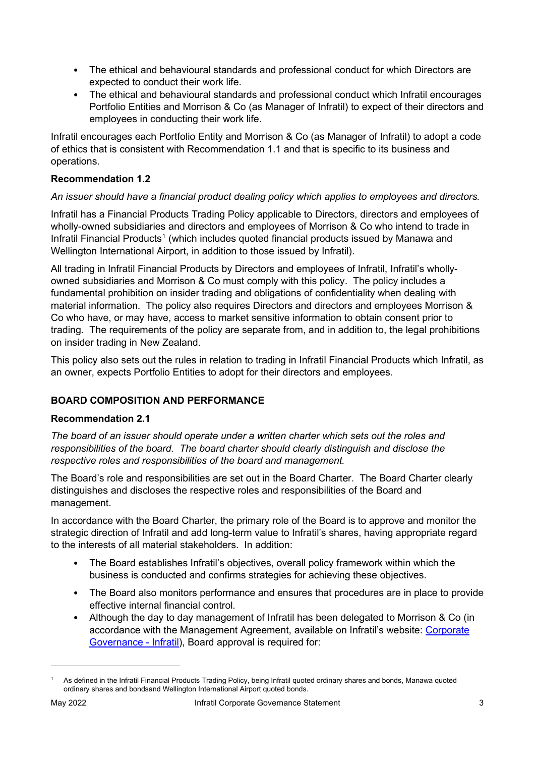- The ethical and behavioural standards and professional conduct for which Directors are expected to conduct their work life.
- The ethical and behavioural standards and professional conduct which Infratil encourages Portfolio Entities and Morrison & Co (as Manager of Infratil) to expect of their directors and employees in conducting their work life.

Infratil encourages each Portfolio Entity and Morrison & Co (as Manager of Infratil) to adopt a code of ethics that is consistent with Recommendation 1.1 and that is specific to its business and operations.

**Recommendation 1.2**

*An issuer should have a financial product dealing policy which applies to employees and directors.*

Infratil has a Financial Products Trading Policy applicable to Directors, directors and employees of wholly-owned subsidiaries and directors and employees of Morrison & Co who intend to trade in Infratil Financial Products[1] (which includes quoted financial products issued by Manawa and Wellington International Airport, in addition to those issued by Infratil).

All trading in Infratil Financial Products by Directors and employees of Infratil, Infratil's wholly-owned subsidiaries and Morrison & Co must comply with this policy. The policy includes a fundamental prohibition on insider trading and obligations of confidentiality when dealing with material information. The policy also requires Directors and directors and employees Morrison & Co who have, or may have, access to market sensitive information to obtain consent prior to trading. The requirements of the policy are separate from, and in addition to, the legal prohibitions on insider trading in New Zealand.

This policy also sets out the rules in relation to trading in Infratil Financial Products which Infratil, as an owner, expects Portfolio Entities to adopt for their directors and employees.

## BOARD COMPOSITION AND PERFORMANCE

**Recommendation 2.1**

*The board of an issuer should operate under a written charter which sets out the roles and responsibilities of the board. The board charter should clearly distinguish and disclose the respective roles and responsibilities of the board and management.*

The Board's role and responsibilities are set out in the Board Charter. The Board Charter clearly distinguishes and discloses the respective roles and responsibilities of the Board and management.

In accordance with the Board Charter, the primary role of the Board is to approve and monitor the strategic direction of Infratil and add long-term value to Infratil's shares, having appropriate regard to the interests of all material stakeholders. In addition:

- The Board establishes Infratil's objectives, overall policy framework within which the business is conducted and confirms strategies for achieving these objectives.
- The Board also monitors performance and ensures that procedures are in place to provide effective internal financial control.
- Although the day to day management of Infratil has been delegated to Morrison & Co (in accordance with the Management Agreement, available on Infratil's website: [Corporate Governance - Infratil]), Board approval is required for:

[1] As defined in the Infratil Financial Products Trading Policy, being Infratil quoted ordinary shares and bonds, Manawa quoted ordinary shares and bondsand Wellington International Airport quoted bonds.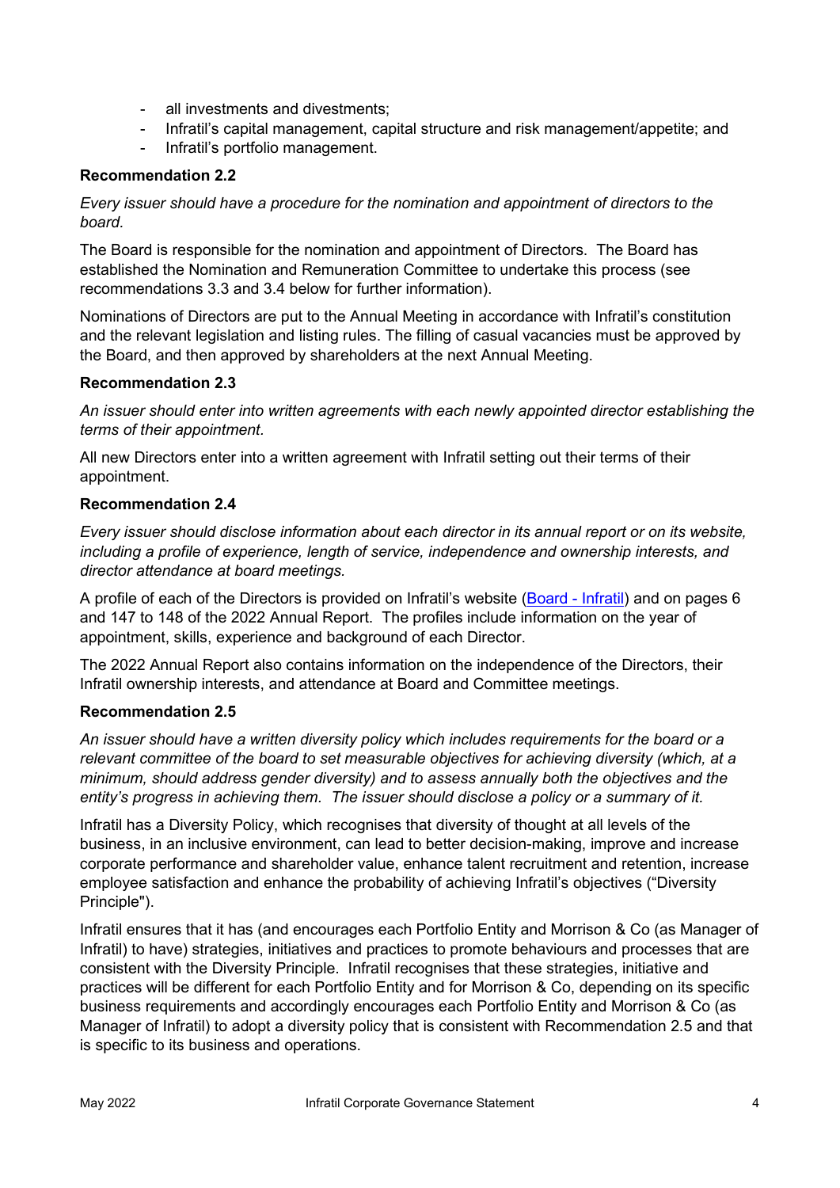- all investments and divestments;
- Infratil's capital management, capital structure and risk management/appetite; and
- Infratil's portfolio management.

**Recommendation 2.2**

*Every issuer should have a procedure for the nomination and appointment of directors to the board.*

The Board is responsible for the nomination and appointment of Directors. The Board has established the Nomination and Remuneration Committee to undertake this process (see recommendations 3.3 and 3.4 below for further information).

Nominations of Directors are put to the Annual Meeting in accordance with Infratil's constitution and the relevant legislation and listing rules. The filling of casual vacancies must be approved by the Board, and then approved by shareholders at the next Annual Meeting.

**Recommendation 2.3**

*An issuer should enter into written agreements with each newly appointed director establishing the terms of their appointment.*

All new Directors enter into a written agreement with Infratil setting out their terms of their appointment.

**Recommendation 2.4**

*Every issuer should disclose information about each director in its annual report or on its website, including a profile of experience, length of service, independence and ownership interests, and director attendance at board meetings.*

A profile of each of the Directors is provided on Infratil's website (Board - Infratil) and on pages 6 and 147 to 148 of the 2022 Annual Report. The profiles include information on the year of appointment, skills, experience and background of each Director.

The 2022 Annual Report also contains information on the independence of the Directors, their Infratil ownership interests, and attendance at Board and Committee meetings.

**Recommendation 2.5**

*An issuer should have a written diversity policy which includes requirements for the board or a relevant committee of the board to set measurable objectives for achieving diversity (which, at a minimum, should address gender diversity) and to assess annually both the objectives and the entity's progress in achieving them. The issuer should disclose a policy or a summary of it.*

Infratil has a Diversity Policy, which recognises that diversity of thought at all levels of the business, in an inclusive environment, can lead to better decision-making, improve and increase corporate performance and shareholder value, enhance talent recruitment and retention, increase employee satisfaction and enhance the probability of achieving Infratil's objectives ("Diversity Principle").

Infratil ensures that it has (and encourages each Portfolio Entity and Morrison & Co (as Manager of Infratil) to have) strategies, initiatives and practices to promote behaviours and processes that are consistent with the Diversity Principle. Infratil recognises that these strategies, initiative and practices will be different for each Portfolio Entity and for Morrison & Co, depending on its specific business requirements and accordingly encourages each Portfolio Entity and Morrison & Co (as Manager of Infratil) to adopt a diversity policy that is consistent with Recommendation 2.5 and that is specific to its business and operations.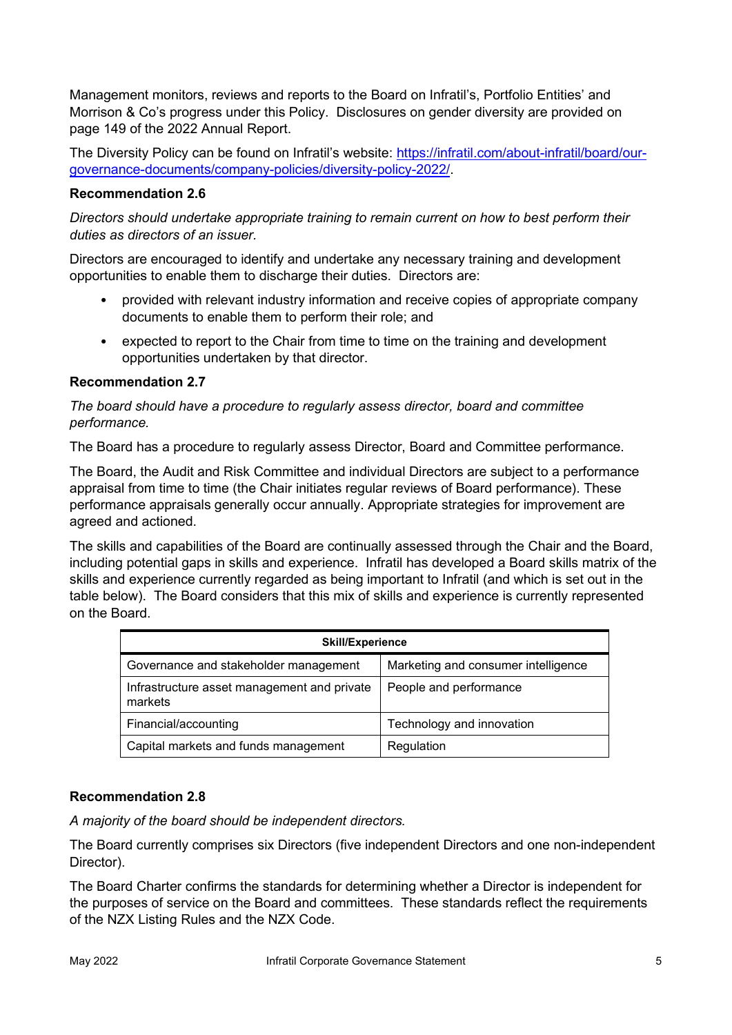Management monitors, reviews and reports to the Board on Infratil's, Portfolio Entities' and Morrison & Co's progress under this Policy. Disclosures on gender diversity are provided on page 149 of the 2022 Annual Report.

The Diversity Policy can be found on Infratil's website: [https://infratil.com/about-infratil/board/our-governance-documents/company-policies/diversity-policy-2022/](https://infratil.com/about-infratil/board/our-governance-documents/company-policies/diversity-policy-2022/).

**Recommendation 2.6**

*Directors should undertake appropriate training to remain current on how to best perform their duties as directors of an issuer.*

Directors are encouraged to identify and undertake any necessary training and development opportunities to enable them to discharge their duties. Directors are:

- provided with relevant industry information and receive copies of appropriate company documents to enable them to perform their role; and
- expected to report to the Chair from time to time on the training and development opportunities undertaken by that director.

**Recommendation 2.7**

*The board should have a procedure to regularly assess director, board and committee performance.*

The Board has a procedure to regularly assess Director, Board and Committee performance.

The Board, the Audit and Risk Committee and individual Directors are subject to a performance appraisal from time to time (the Chair initiates regular reviews of Board performance). These performance appraisals generally occur annually. Appropriate strategies for improvement are agreed and actioned.

The skills and capabilities of the Board are continually assessed through the Chair and the Board, including potential gaps in skills and experience. Infratil has developed a Board skills matrix of the skills and experience currently regarded as being important to Infratil (and which is set out in the table below). The Board considers that this mix of skills and experience is currently represented on the Board.

| Skill/Experience | |
|---|---|
| Governance and stakeholder management | Marketing and consumer intelligence |
| Infrastructure asset management and private markets | People and performance |
| Financial/accounting | Technology and innovation |
| Capital markets and funds management | Regulation |

**Recommendation 2.8**

*A majority of the board should be independent directors.*

The Board currently comprises six Directors (five independent Directors and one non-independent Director).

The Board Charter confirms the standards for determining whether a Director is independent for the purposes of service on the Board and committees. These standards reflect the requirements of the NZX Listing Rules and the NZX Code.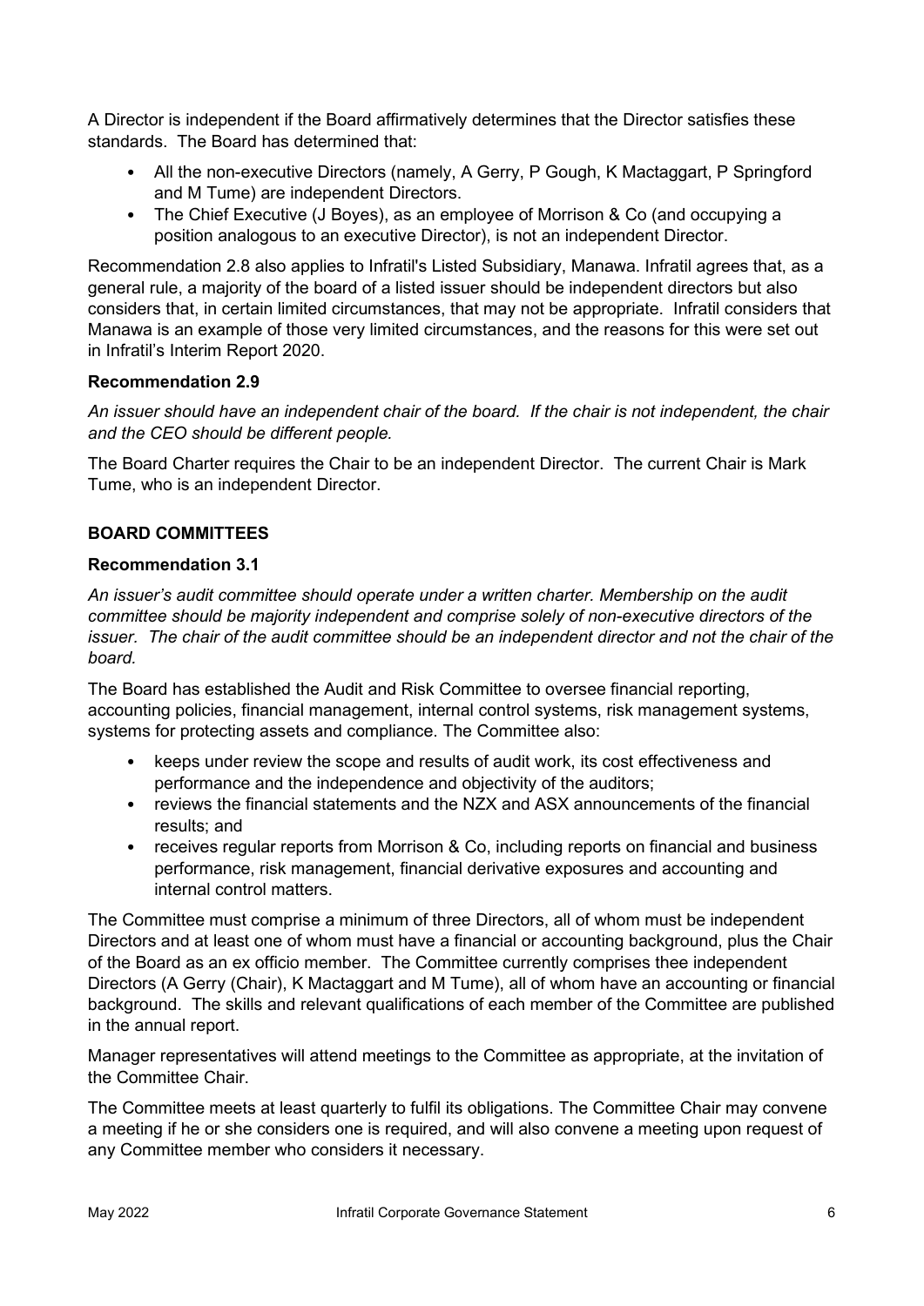A Director is independent if the Board affirmatively determines that the Director satisfies these standards. The Board has determined that:

- All the non-executive Directors (namely, A Gerry, P Gough, K Mactaggart, P Springford and M Tume) are independent Directors.
- The Chief Executive (J Boyes), as an employee of Morrison & Co (and occupying a position analogous to an executive Director), is not an independent Director.

Recommendation 2.8 also applies to Infratil's Listed Subsidiary, Manawa. Infratil agrees that, as a general rule, a majority of the board of a listed issuer should be independent directors but also considers that, in certain limited circumstances, that may not be appropriate. Infratil considers that Manawa is an example of those very limited circumstances, and the reasons for this were set out in Infratil's Interim Report 2020.

**Recommendation 2.9**

*An issuer should have an independent chair of the board. If the chair is not independent, the chair and the CEO should be different people.*

The Board Charter requires the Chair to be an independent Director. The current Chair is Mark Tume, who is an independent Director.

## BOARD COMMITTEES

**Recommendation 3.1**

*An issuer's audit committee should operate under a written charter. Membership on the audit committee should be majority independent and comprise solely of non-executive directors of the issuer. The chair of the audit committee should be an independent director and not the chair of the board.*

The Board has established the Audit and Risk Committee to oversee financial reporting, accounting policies, financial management, internal control systems, risk management systems, systems for protecting assets and compliance. The Committee also:

- keeps under review the scope and results of audit work, its cost effectiveness and performance and the independence and objectivity of the auditors;
- reviews the financial statements and the NZX and ASX announcements of the financial results; and
- receives regular reports from Morrison & Co, including reports on financial and business performance, risk management, financial derivative exposures and accounting and internal control matters.

The Committee must comprise a minimum of three Directors, all of whom must be independent Directors and at least one of whom must have a financial or accounting background, plus the Chair of the Board as an ex officio member. The Committee currently comprises thee independent Directors (A Gerry (Chair), K Mactaggart and M Tume), all of whom have an accounting or financial background. The skills and relevant qualifications of each member of the Committee are published in the annual report.

Manager representatives will attend meetings to the Committee as appropriate, at the invitation of the Committee Chair.

The Committee meets at least quarterly to fulfil its obligations. The Committee Chair may convene a meeting if he or she considers one is required, and will also convene a meeting upon request of any Committee member who considers it necessary.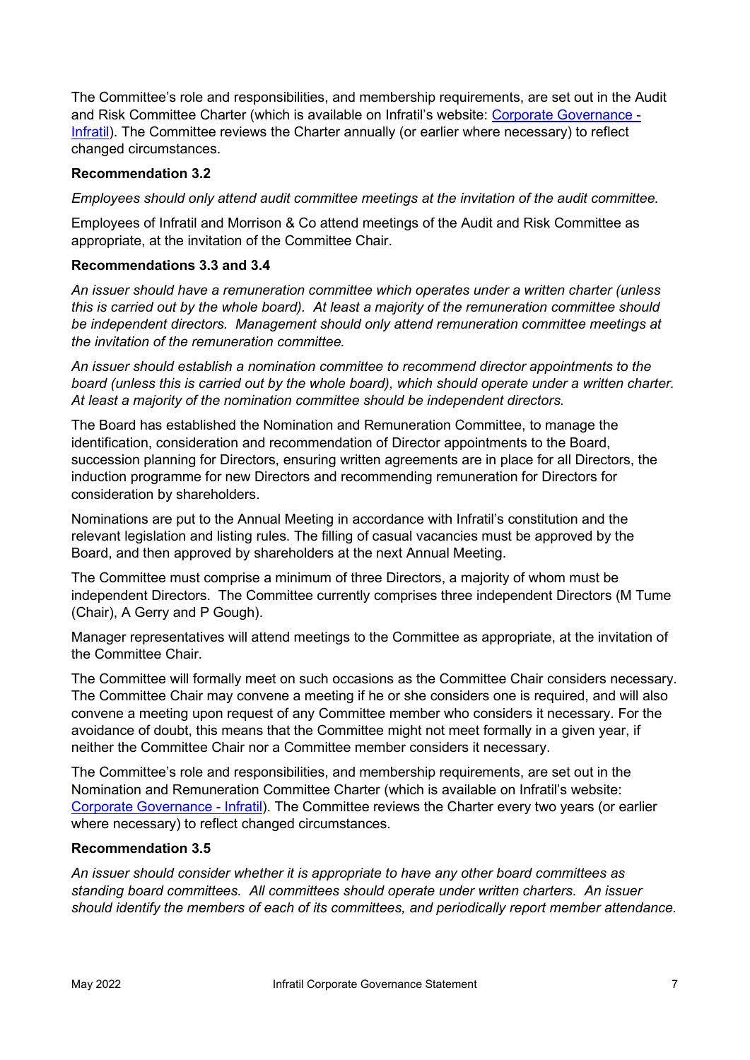The Committee's role and responsibilities, and membership requirements, are set out in the Audit and Risk Committee Charter (which is available on Infratil's website: [Corporate Governance - Infratil](Corporate Governance - Infratil)). The Committee reviews the Charter annually (or earlier where necessary) to reflect changed circumstances.

**Recommendation 3.2**

*Employees should only attend audit committee meetings at the invitation of the audit committee.*

Employees of Infratil and Morrison & Co attend meetings of the Audit and Risk Committee as appropriate, at the invitation of the Committee Chair.

**Recommendations 3.3 and 3.4**

*An issuer should have a remuneration committee which operates under a written charter (unless this is carried out by the whole board). At least a majority of the remuneration committee should be independent directors. Management should only attend remuneration committee meetings at the invitation of the remuneration committee.*

*An issuer should establish a nomination committee to recommend director appointments to the board (unless this is carried out by the whole board), which should operate under a written charter. At least a majority of the nomination committee should be independent directors.*

The Board has established the Nomination and Remuneration Committee, to manage the identification, consideration and recommendation of Director appointments to the Board, succession planning for Directors, ensuring written agreements are in place for all Directors, the induction programme for new Directors and recommending remuneration for Directors for consideration by shareholders.

Nominations are put to the Annual Meeting in accordance with Infratil's constitution and the relevant legislation and listing rules. The filling of casual vacancies must be approved by the Board, and then approved by shareholders at the next Annual Meeting.

The Committee must comprise a minimum of three Directors, a majority of whom must be independent Directors. The Committee currently comprises three independent Directors (M Tume (Chair), A Gerry and P Gough).

Manager representatives will attend meetings to the Committee as appropriate, at the invitation of the Committee Chair.

The Committee will formally meet on such occasions as the Committee Chair considers necessary. The Committee Chair may convene a meeting if he or she considers one is required, and will also convene a meeting upon request of any Committee member who considers it necessary. For the avoidance of doubt, this means that the Committee might not meet formally in a given year, if neither the Committee Chair nor a Committee member considers it necessary.

The Committee's role and responsibilities, and membership requirements, are set out in the Nomination and Remuneration Committee Charter (which is available on Infratil's website: [Corporate Governance - Infratil](Corporate Governance - Infratil)). The Committee reviews the Charter every two years (or earlier where necessary) to reflect changed circumstances.

**Recommendation 3.5**

*An issuer should consider whether it is appropriate to have any other board committees as standing board committees. All committees should operate under written charters. An issuer should identify the members of each of its committees, and periodically report member attendance.*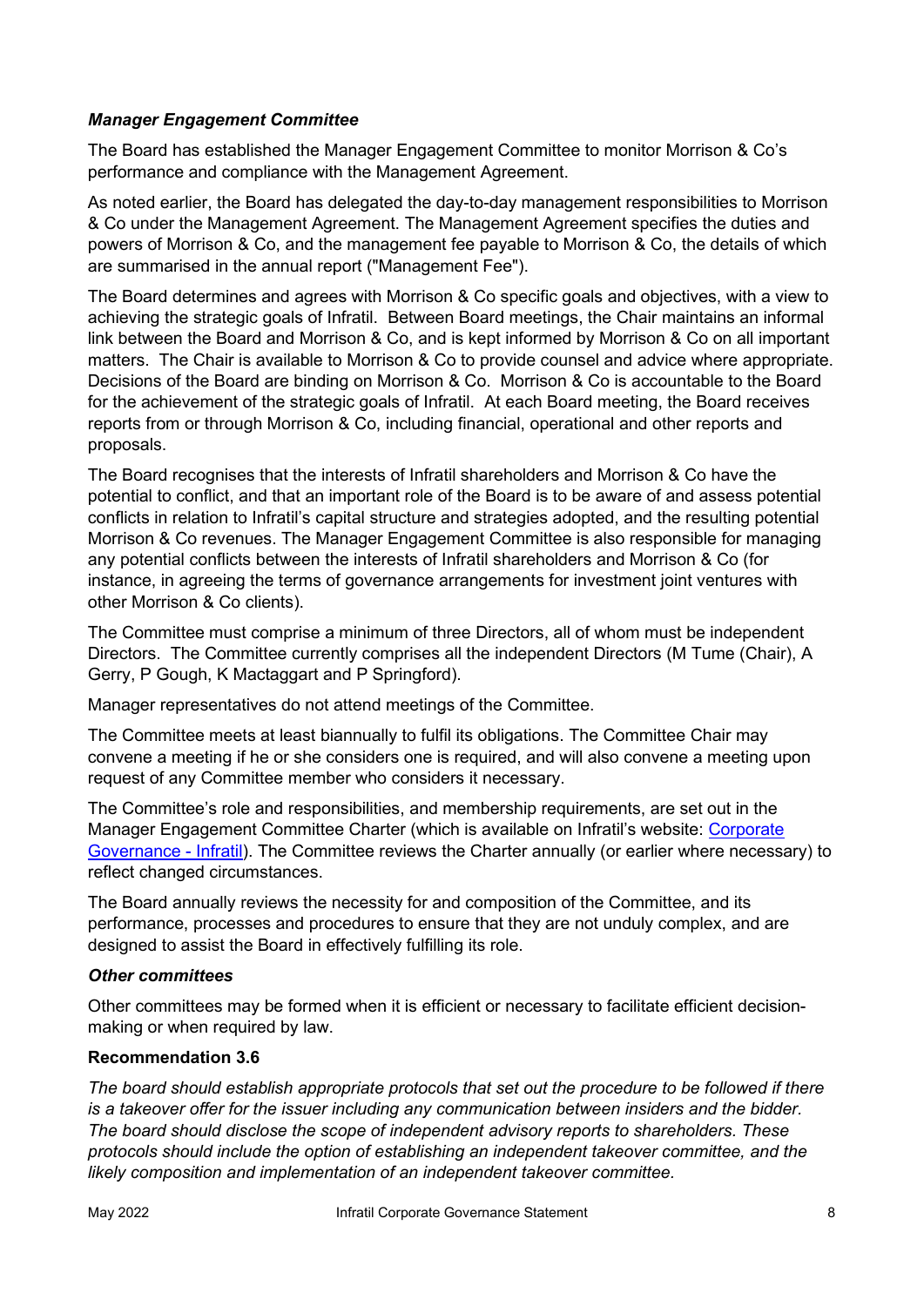***Manager Engagement Committee***

The Board has established the Manager Engagement Committee to monitor Morrison & Co's performance and compliance with the Management Agreement.

As noted earlier, the Board has delegated the day-to-day management responsibilities to Morrison & Co under the Management Agreement. The Management Agreement specifies the duties and powers of Morrison & Co, and the management fee payable to Morrison & Co, the details of which are summarised in the annual report ("Management Fee").

The Board determines and agrees with Morrison & Co specific goals and objectives, with a view to achieving the strategic goals of Infratil. Between Board meetings, the Chair maintains an informal link between the Board and Morrison & Co, and is kept informed by Morrison & Co on all important matters. The Chair is available to Morrison & Co to provide counsel and advice where appropriate. Decisions of the Board are binding on Morrison & Co. Morrison & Co is accountable to the Board for the achievement of the strategic goals of Infratil. At each Board meeting, the Board receives reports from or through Morrison & Co, including financial, operational and other reports and proposals.

The Board recognises that the interests of Infratil shareholders and Morrison & Co have the potential to conflict, and that an important role of the Board is to be aware of and assess potential conflicts in relation to Infratil's capital structure and strategies adopted, and the resulting potential Morrison & Co revenues. The Manager Engagement Committee is also responsible for managing any potential conflicts between the interests of Infratil shareholders and Morrison & Co (for instance, in agreeing the terms of governance arrangements for investment joint ventures with other Morrison & Co clients).

The Committee must comprise a minimum of three Directors, all of whom must be independent Directors. The Committee currently comprises all the independent Directors (M Tume (Chair), A Gerry, P Gough, K Mactaggart and P Springford).

Manager representatives do not attend meetings of the Committee.

The Committee meets at least biannually to fulfil its obligations. The Committee Chair may convene a meeting if he or she considers one is required, and will also convene a meeting upon request of any Committee member who considers it necessary.

The Committee's role and responsibilities, and membership requirements, are set out in the Manager Engagement Committee Charter (which is available on Infratil's website: [Corporate Governance - Infratil]). The Committee reviews the Charter annually (or earlier where necessary) to reflect changed circumstances.

The Board annually reviews the necessity for and composition of the Committee, and its performance, processes and procedures to ensure that they are not unduly complex, and are designed to assist the Board in effectively fulfilling its role.

***Other committees***

Other committees may be formed when it is efficient or necessary to facilitate efficient decision-making or when required by law.

**Recommendation 3.6**

*The board should establish appropriate protocols that set out the procedure to be followed if there is a takeover offer for the issuer including any communication between insiders and the bidder. The board should disclose the scope of independent advisory reports to shareholders. These protocols should include the option of establishing an independent takeover committee, and the likely composition and implementation of an independent takeover committee.*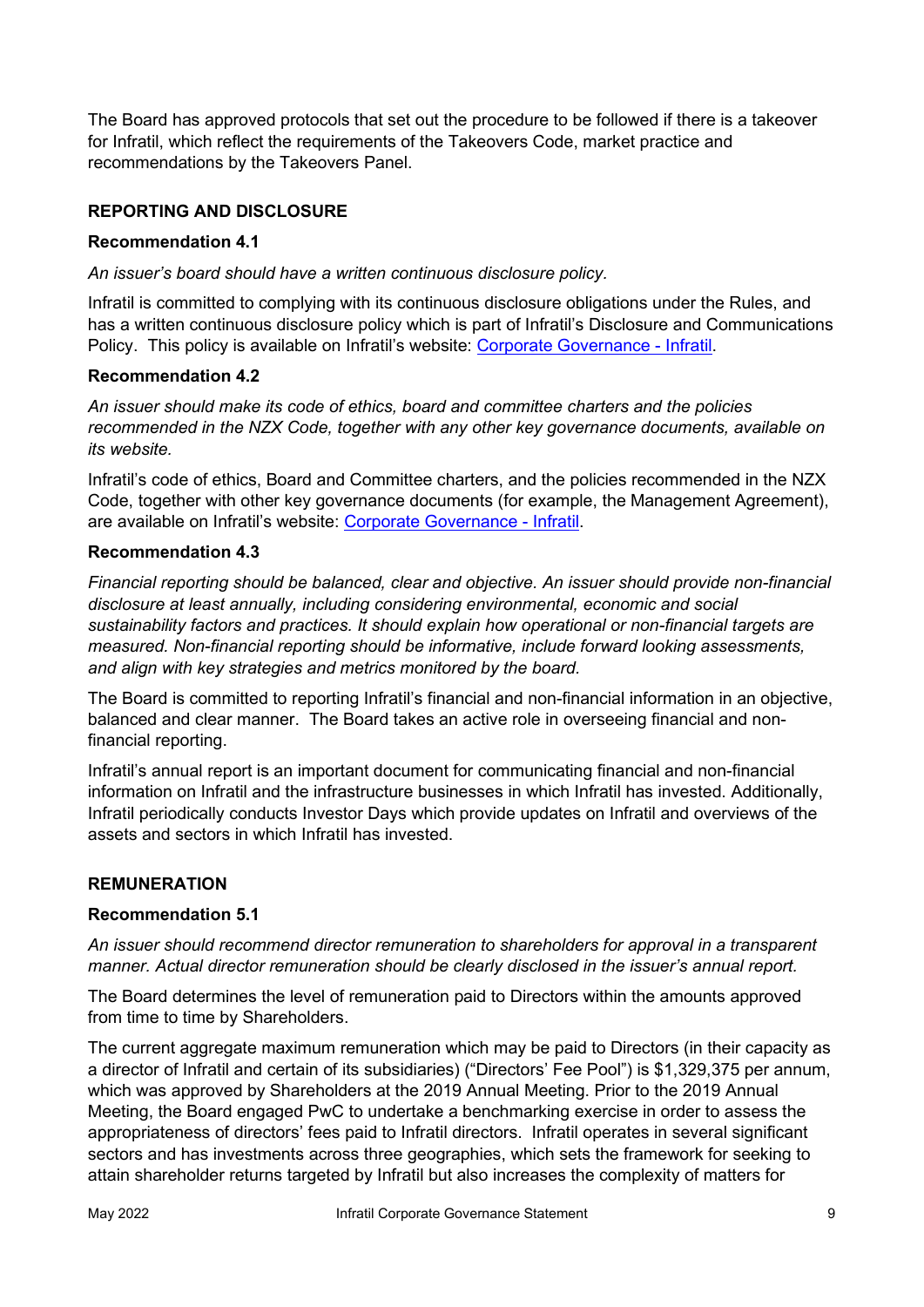The Board has approved protocols that set out the procedure to be followed if there is a takeover for Infratil, which reflect the requirements of the Takeovers Code, market practice and recommendations by the Takeovers Panel.

## REPORTING AND DISCLOSURE

### Recommendation 4.1

*An issuer's board should have a written continuous disclosure policy.*

Infratil is committed to complying with its continuous disclosure obligations under the Rules, and has a written continuous disclosure policy which is part of Infratil's Disclosure and Communications Policy. This policy is available on Infratil's website: [Corporate Governance - Infratil](Corporate Governance - Infratil).

### Recommendation 4.2

*An issuer should make its code of ethics, board and committee charters and the policies recommended in the NZX Code, together with any other key governance documents, available on its website.*

Infratil's code of ethics, Board and Committee charters, and the policies recommended in the NZX Code, together with other key governance documents (for example, the Management Agreement), are available on Infratil's website: [Corporate Governance - Infratil](Corporate Governance - Infratil).

### Recommendation 4.3

*Financial reporting should be balanced, clear and objective. An issuer should provide non-financial disclosure at least annually, including considering environmental, economic and social sustainability factors and practices. It should explain how operational or non-financial targets are measured. Non-financial reporting should be informative, include forward looking assessments, and align with key strategies and metrics monitored by the board.*

The Board is committed to reporting Infratil's financial and non-financial information in an objective, balanced and clear manner. The Board takes an active role in overseeing financial and non-financial reporting.

Infratil's annual report is an important document for communicating financial and non-financial information on Infratil and the infrastructure businesses in which Infratil has invested. Additionally, Infratil periodically conducts Investor Days which provide updates on Infratil and overviews of the assets and sectors in which Infratil has invested.

## REMUNERATION

### Recommendation 5.1

*An issuer should recommend director remuneration to shareholders for approval in a transparent manner. Actual director remuneration should be clearly disclosed in the issuer's annual report.*

The Board determines the level of remuneration paid to Directors within the amounts approved from time to time by Shareholders.

The current aggregate maximum remuneration which may be paid to Directors (in their capacity as a director of Infratil and certain of its subsidiaries) ("Directors' Fee Pool") is $1,329,375 per annum, which was approved by Shareholders at the 2019 Annual Meeting. Prior to the 2019 Annual Meeting, the Board engaged PwC to undertake a benchmarking exercise in order to assess the appropriateness of directors' fees paid to Infratil directors. Infratil operates in several significant sectors and has investments across three geographies, which sets the framework for seeking to attain shareholder returns targeted by Infratil but also increases the complexity of matters for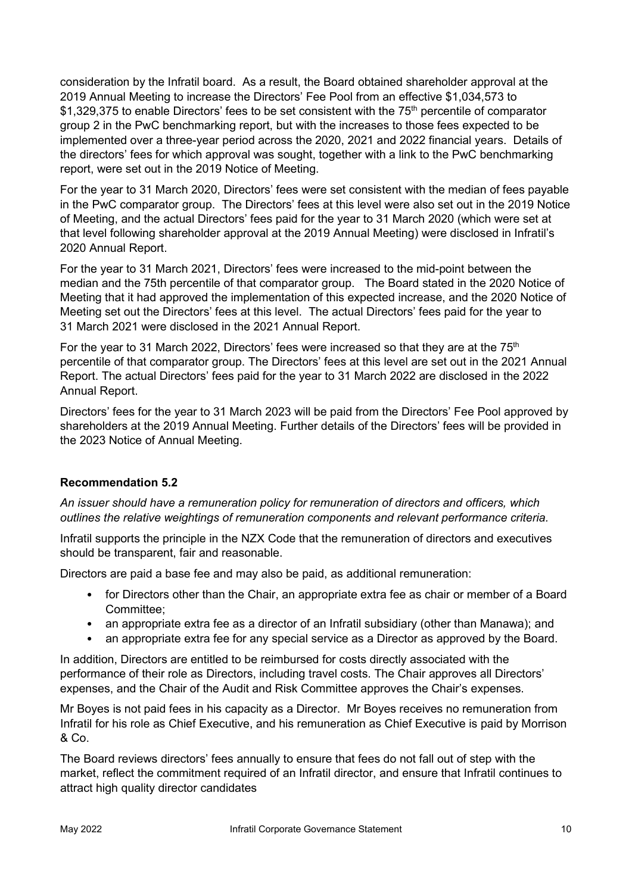consideration by the Infratil board. As a result, the Board obtained shareholder approval at the 2019 Annual Meeting to increase the Directors' Fee Pool from an effective $1,034,573 to $1,329,375 to enable Directors' fees to be set consistent with the 75th percentile of comparator group 2 in the PwC benchmarking report, but with the increases to those fees expected to be implemented over a three-year period across the 2020, 2021 and 2022 financial years. Details of the directors' fees for which approval was sought, together with a link to the PwC benchmarking report, were set out in the 2019 Notice of Meeting.

For the year to 31 March 2020, Directors' fees were set consistent with the median of fees payable in the PwC comparator group. The Directors' fees at this level were also set out in the 2019 Notice of Meeting, and the actual Directors' fees paid for the year to 31 March 2020 (which were set at that level following shareholder approval at the 2019 Annual Meeting) were disclosed in Infratil's 2020 Annual Report.

For the year to 31 March 2021, Directors' fees were increased to the mid-point between the median and the 75th percentile of that comparator group. The Board stated in the 2020 Notice of Meeting that it had approved the implementation of this expected increase, and the 2020 Notice of Meeting set out the Directors' fees at this level. The actual Directors' fees paid for the year to 31 March 2021 were disclosed in the 2021 Annual Report.

For the year to 31 March 2022, Directors' fees were increased so that they are at the 75th percentile of that comparator group. The Directors' fees at this level are set out in the 2021 Annual Report. The actual Directors' fees paid for the year to 31 March 2022 are disclosed in the 2022 Annual Report.

Directors' fees for the year to 31 March 2023 will be paid from the Directors' Fee Pool approved by shareholders at the 2019 Annual Meeting. Further details of the Directors' fees will be provided in the 2023 Notice of Annual Meeting.

**Recommendation 5.2**

*An issuer should have a remuneration policy for remuneration of directors and officers, which outlines the relative weightings of remuneration components and relevant performance criteria.*

Infratil supports the principle in the NZX Code that the remuneration of directors and executives should be transparent, fair and reasonable.

Directors are paid a base fee and may also be paid, as additional remuneration:

- for Directors other than the Chair, an appropriate extra fee as chair or member of a Board Committee;
- an appropriate extra fee as a director of an Infratil subsidiary (other than Manawa); and
- an appropriate extra fee for any special service as a Director as approved by the Board.

In addition, Directors are entitled to be reimbursed for costs directly associated with the performance of their role as Directors, including travel costs. The Chair approves all Directors' expenses, and the Chair of the Audit and Risk Committee approves the Chair's expenses.

Mr Boyes is not paid fees in his capacity as a Director. Mr Boyes receives no remuneration from Infratil for his role as Chief Executive, and his remuneration as Chief Executive is paid by Morrison & Co.

The Board reviews directors' fees annually to ensure that fees do not fall out of step with the market, reflect the commitment required of an Infratil director, and ensure that Infratil continues to attract high quality director candidates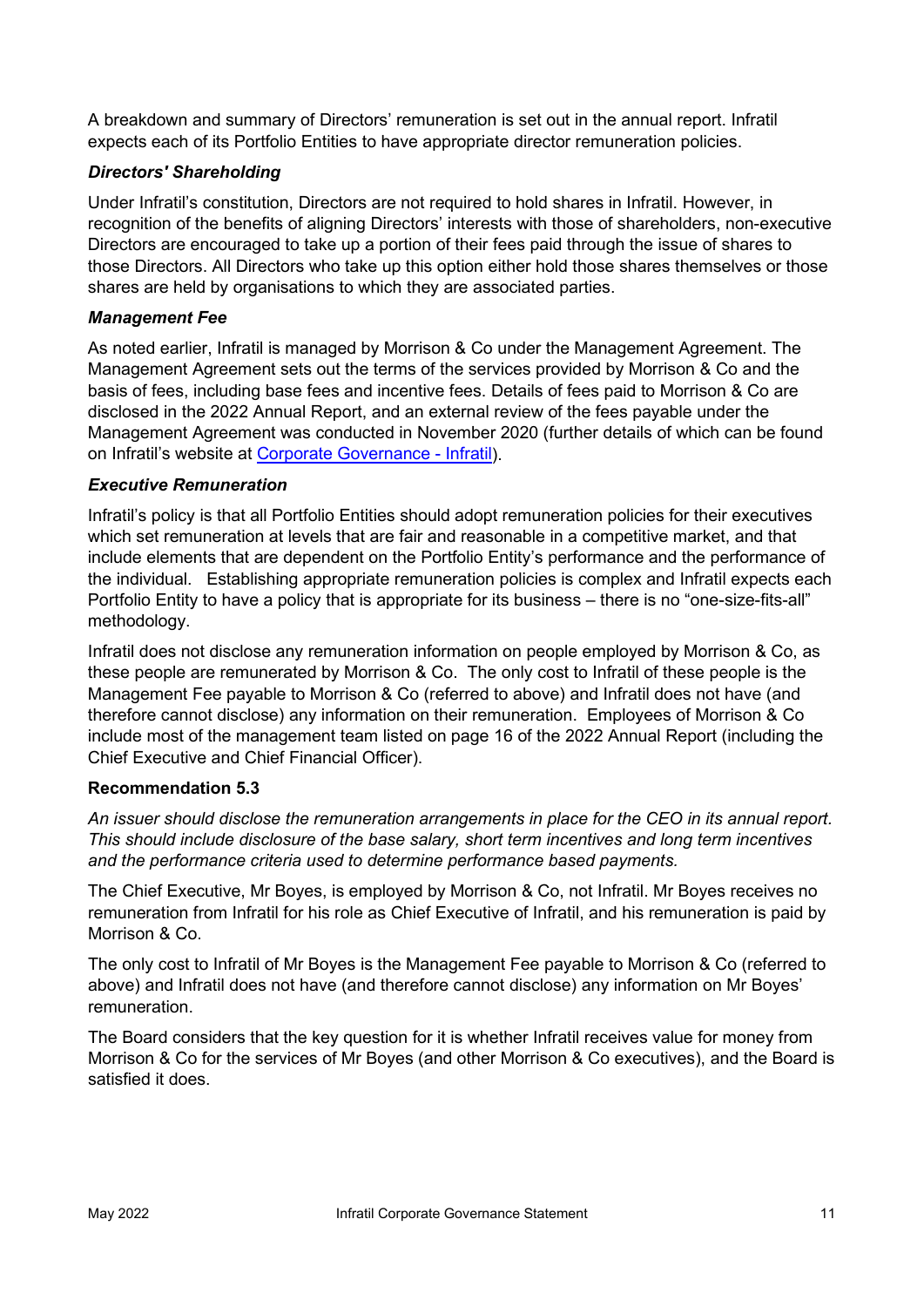A breakdown and summary of Directors' remuneration is set out in the annual report. Infratil expects each of its Portfolio Entities to have appropriate director remuneration policies.

### *Directors' Shareholding*

Under Infratil's constitution, Directors are not required to hold shares in Infratil. However, in recognition of the benefits of aligning Directors' interests with those of shareholders, non-executive Directors are encouraged to take up a portion of their fees paid through the issue of shares to those Directors. All Directors who take up this option either hold those shares themselves or those shares are held by organisations to which they are associated parties.

### *Management Fee*

As noted earlier, Infratil is managed by Morrison & Co under the Management Agreement. The Management Agreement sets out the terms of the services provided by Morrison & Co and the basis of fees, including base fees and incentive fees. Details of fees paid to Morrison & Co are disclosed in the 2022 Annual Report, and an external review of the fees payable under the Management Agreement was conducted in November 2020 (further details of which can be found on Infratil's website at Corporate Governance - Infratil).

### *Executive Remuneration*

Infratil's policy is that all Portfolio Entities should adopt remuneration policies for their executives which set remuneration at levels that are fair and reasonable in a competitive market, and that include elements that are dependent on the Portfolio Entity's performance and the performance of the individual. Establishing appropriate remuneration policies is complex and Infratil expects each Portfolio Entity to have a policy that is appropriate for its business – there is no "one-size-fits-all" methodology.

Infratil does not disclose any remuneration information on people employed by Morrison & Co, as these people are remunerated by Morrison & Co. The only cost to Infratil of these people is the Management Fee payable to Morrison & Co (referred to above) and Infratil does not have (and therefore cannot disclose) any information on their remuneration. Employees of Morrison & Co include most of the management team listed on page 16 of the 2022 Annual Report (including the Chief Executive and Chief Financial Officer).

### Recommendation 5.3

*An issuer should disclose the remuneration arrangements in place for the CEO in its annual report. This should include disclosure of the base salary, short term incentives and long term incentives and the performance criteria used to determine performance based payments.*

The Chief Executive, Mr Boyes, is employed by Morrison & Co, not Infratil. Mr Boyes receives no remuneration from Infratil for his role as Chief Executive of Infratil, and his remuneration is paid by Morrison & Co.

The only cost to Infratil of Mr Boyes is the Management Fee payable to Morrison & Co (referred to above) and Infratil does not have (and therefore cannot disclose) any information on Mr Boyes' remuneration.

The Board considers that the key question for it is whether Infratil receives value for money from Morrison & Co for the services of Mr Boyes (and other Morrison & Co executives), and the Board is satisfied it does.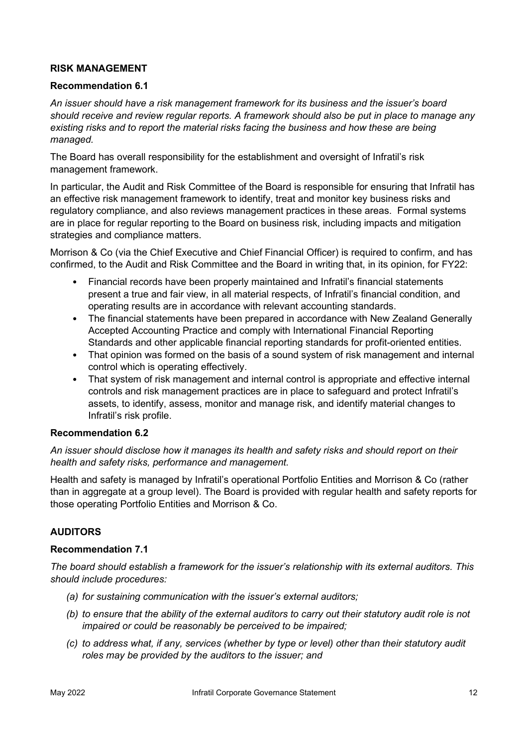## RISK MANAGEMENT

### Recommendation 6.1

*An issuer should have a risk management framework for its business and the issuer's board should receive and review regular reports. A framework should also be put in place to manage any existing risks and to report the material risks facing the business and how these are being managed.*

The Board has overall responsibility for the establishment and oversight of Infratil's risk management framework.

In particular, the Audit and Risk Committee of the Board is responsible for ensuring that Infratil has an effective risk management framework to identify, treat and monitor key business risks and regulatory compliance, and also reviews management practices in these areas. Formal systems are in place for regular reporting to the Board on business risk, including impacts and mitigation strategies and compliance matters.

Morrison & Co (via the Chief Executive and Chief Financial Officer) is required to confirm, and has confirmed, to the Audit and Risk Committee and the Board in writing that, in its opinion, for FY22:

- Financial records have been properly maintained and Infratil's financial statements present a true and fair view, in all material respects, of Infratil's financial condition, and operating results are in accordance with relevant accounting standards.
- The financial statements have been prepared in accordance with New Zealand Generally Accepted Accounting Practice and comply with International Financial Reporting Standards and other applicable financial reporting standards for profit-oriented entities.
- That opinion was formed on the basis of a sound system of risk management and internal control which is operating effectively.
- That system of risk management and internal control is appropriate and effective internal controls and risk management practices are in place to safeguard and protect Infratil's assets, to identify, assess, monitor and manage risk, and identify material changes to Infratil's risk profile.

### Recommendation 6.2

*An issuer should disclose how it manages its health and safety risks and should report on their health and safety risks, performance and management.*

Health and safety is managed by Infratil's operational Portfolio Entities and Morrison & Co (rather than in aggregate at a group level). The Board is provided with regular health and safety reports for those operating Portfolio Entities and Morrison & Co.

## AUDITORS

### Recommendation 7.1

*The board should establish a framework for the issuer's relationship with its external auditors. This should include procedures:*

*(a) for sustaining communication with the issuer's external auditors;*

*(b) to ensure that the ability of the external auditors to carry out their statutory audit role is not impaired or could be reasonably be perceived to be impaired;*

*(c) to address what, if any, services (whether by type or level) other than their statutory audit roles may be provided by the auditors to the issuer; and*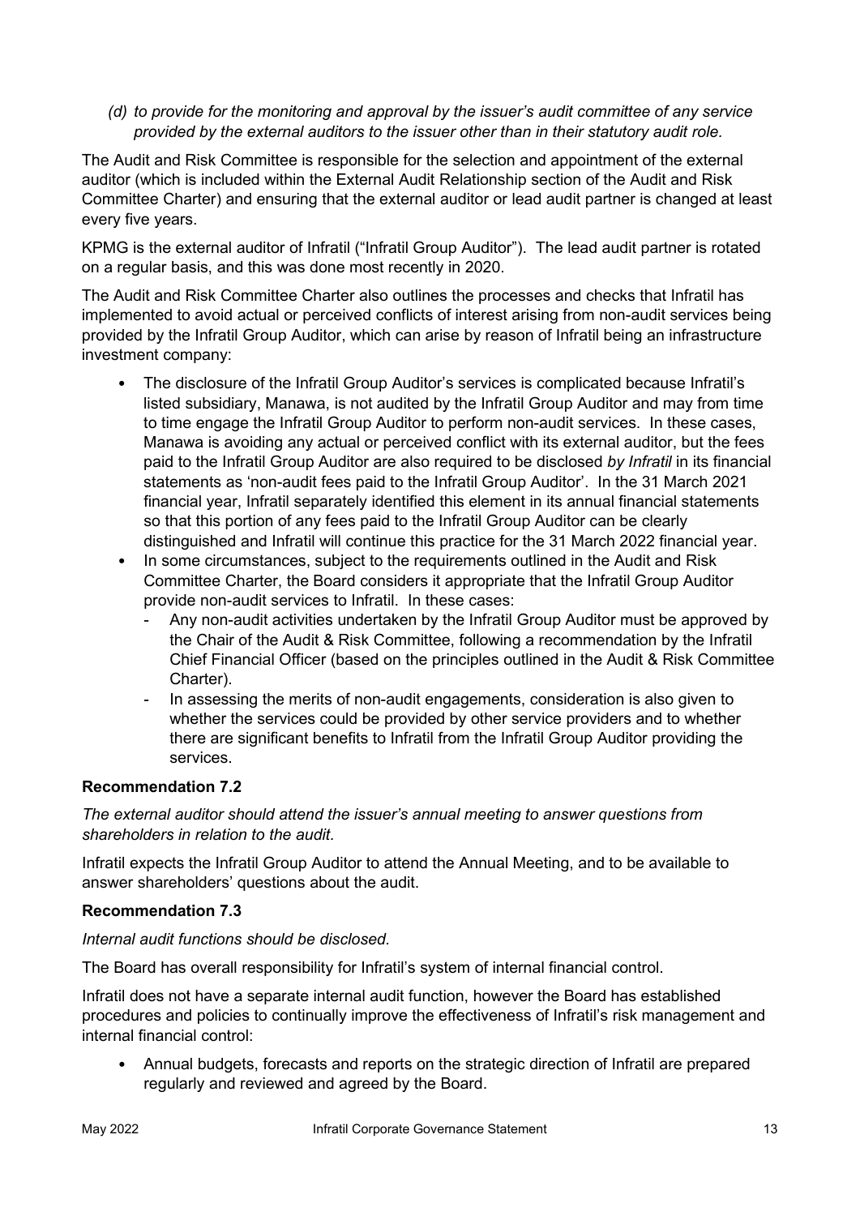*(d) to provide for the monitoring and approval by the issuer's audit committee of any service provided by the external auditors to the issuer other than in their statutory audit role.*

The Audit and Risk Committee is responsible for the selection and appointment of the external auditor (which is included within the External Audit Relationship section of the Audit and Risk Committee Charter) and ensuring that the external auditor or lead audit partner is changed at least every five years.

KPMG is the external auditor of Infratil ("Infratil Group Auditor"). The lead audit partner is rotated on a regular basis, and this was done most recently in 2020.

The Audit and Risk Committee Charter also outlines the processes and checks that Infratil has implemented to avoid actual or perceived conflicts of interest arising from non-audit services being provided by the Infratil Group Auditor, which can arise by reason of Infratil being an infrastructure investment company:

- The disclosure of the Infratil Group Auditor's services is complicated because Infratil's listed subsidiary, Manawa, is not audited by the Infratil Group Auditor and may from time to time engage the Infratil Group Auditor to perform non-audit services. In these cases, Manawa is avoiding any actual or perceived conflict with its external auditor, but the fees paid to the Infratil Group Auditor are also required to be disclosed *by Infratil* in its financial statements as 'non-audit fees paid to the Infratil Group Auditor'. In the 31 March 2021 financial year, Infratil separately identified this element in its annual financial statements so that this portion of any fees paid to the Infratil Group Auditor can be clearly distinguished and Infratil will continue this practice for the 31 March 2022 financial year.
- In some circumstances, subject to the requirements outlined in the Audit and Risk Committee Charter, the Board considers it appropriate that the Infratil Group Auditor provide non-audit services to Infratil. In these cases:
  - Any non-audit activities undertaken by the Infratil Group Auditor must be approved by the Chair of the Audit & Risk Committee, following a recommendation by the Infratil Chief Financial Officer (based on the principles outlined in the Audit & Risk Committee Charter).
  - In assessing the merits of non-audit engagements, consideration is also given to whether the services could be provided by other service providers and to whether there are significant benefits to Infratil from the Infratil Group Auditor providing the services.

**Recommendation 7.2**

*The external auditor should attend the issuer's annual meeting to answer questions from shareholders in relation to the audit.*

Infratil expects the Infratil Group Auditor to attend the Annual Meeting, and to be available to answer shareholders' questions about the audit.

**Recommendation 7.3**

*Internal audit functions should be disclosed.*

The Board has overall responsibility for Infratil's system of internal financial control.

Infratil does not have a separate internal audit function, however the Board has established procedures and policies to continually improve the effectiveness of Infratil's risk management and internal financial control:

- Annual budgets, forecasts and reports on the strategic direction of Infratil are prepared regularly and reviewed and agreed by the Board.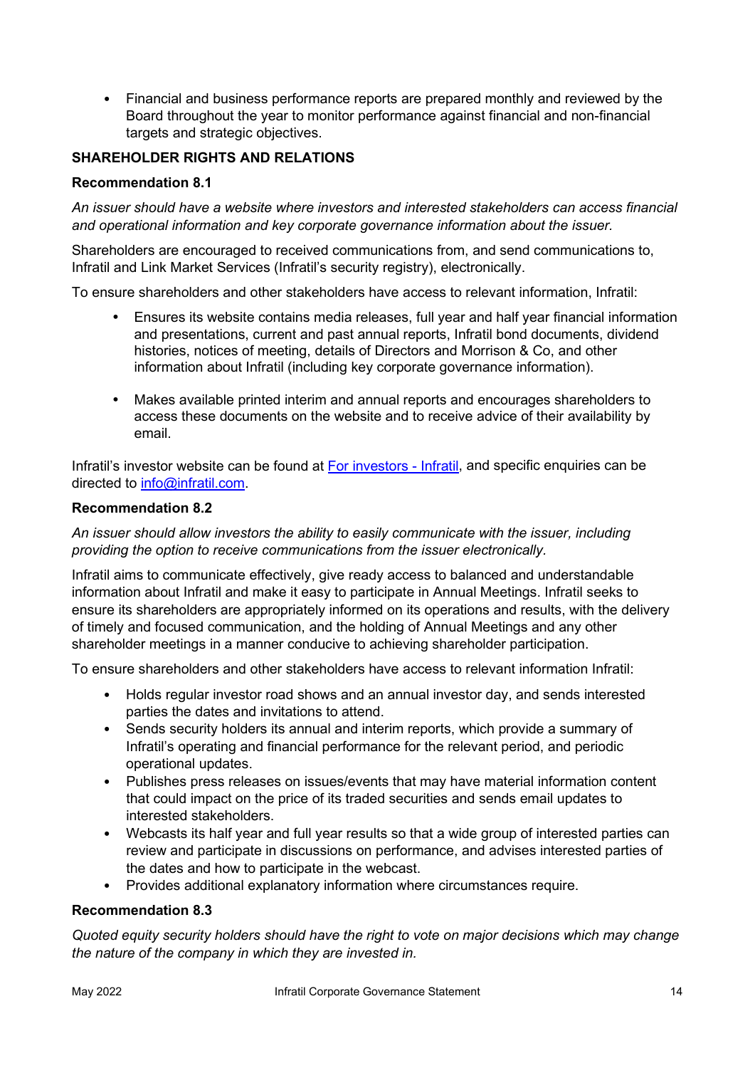- Financial and business performance reports are prepared monthly and reviewed by the Board throughout the year to monitor performance against financial and non-financial targets and strategic objectives.

## SHAREHOLDER RIGHTS AND RELATIONS

### Recommendation 8.1

*An issuer should have a website where investors and interested stakeholders can access financial and operational information and key corporate governance information about the issuer.*

Shareholders are encouraged to received communications from, and send communications to, Infratil and Link Market Services (Infratil's security registry), electronically.

To ensure shareholders and other stakeholders have access to relevant information, Infratil:

- Ensures its website contains media releases, full year and half year financial information and presentations, current and past annual reports, Infratil bond documents, dividend histories, notices of meeting, details of Directors and Morrison & Co, and other information about Infratil (including key corporate governance information).

- Makes available printed interim and annual reports and encourages shareholders to access these documents on the website and to receive advice of their availability by email.

Infratil's investor website can be found at For investors - Infratil, and specific enquiries can be directed to info@infratil.com.

### Recommendation 8.2

*An issuer should allow investors the ability to easily communicate with the issuer, including providing the option to receive communications from the issuer electronically.*

Infratil aims to communicate effectively, give ready access to balanced and understandable information about Infratil and make it easy to participate in Annual Meetings. Infratil seeks to ensure its shareholders are appropriately informed on its operations and results, with the delivery of timely and focused communication, and the holding of Annual Meetings and any other shareholder meetings in a manner conducive to achieving shareholder participation.

To ensure shareholders and other stakeholders have access to relevant information Infratil:

- Holds regular investor road shows and an annual investor day, and sends interested parties the dates and invitations to attend.
- Sends security holders its annual and interim reports, which provide a summary of Infratil's operating and financial performance for the relevant period, and periodic operational updates.
- Publishes press releases on issues/events that may have material information content that could impact on the price of its traded securities and sends email updates to interested stakeholders.
- Webcasts its half year and full year results so that a wide group of interested parties can review and participate in discussions on performance, and advises interested parties of the dates and how to participate in the webcast.
- Provides additional explanatory information where circumstances require.

### Recommendation 8.3

*Quoted equity security holders should have the right to vote on major decisions which may change the nature of the company in which they are invested in.*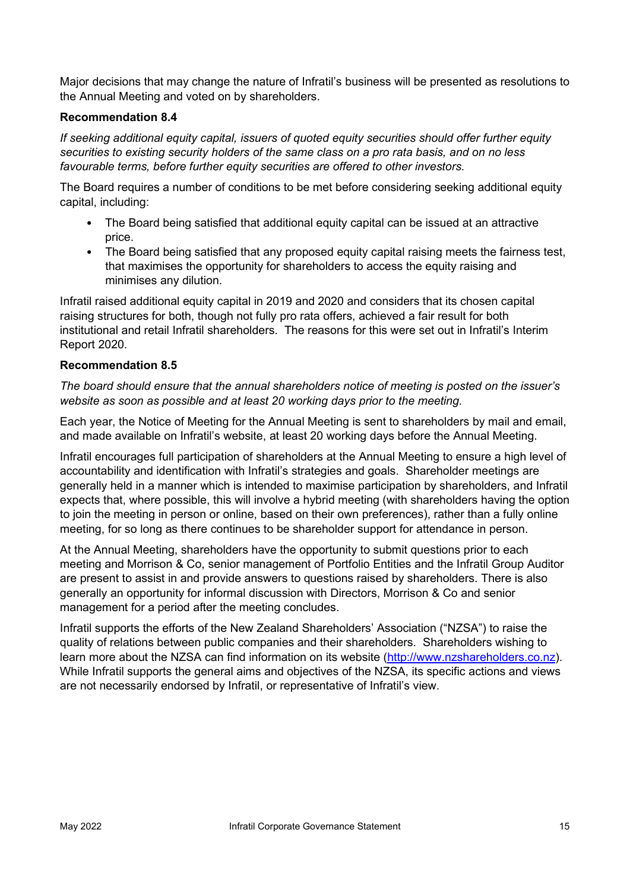Major decisions that may change the nature of Infratil's business will be presented as resolutions to the Annual Meeting and voted on by shareholders.

**Recommendation 8.4**

*If seeking additional equity capital, issuers of quoted equity securities should offer further equity securities to existing security holders of the same class on a pro rata basis, and on no less favourable terms, before further equity securities are offered to other investors.*

The Board requires a number of conditions to be met before considering seeking additional equity capital, including:

- The Board being satisfied that additional equity capital can be issued at an attractive price.
- The Board being satisfied that any proposed equity capital raising meets the fairness test, that maximises the opportunity for shareholders to access the equity raising and minimises any dilution.

Infratil raised additional equity capital in 2019 and 2020 and considers that its chosen capital raising structures for both, though not fully pro rata offers, achieved a fair result for both institutional and retail Infratil shareholders. The reasons for this were set out in Infratil's Interim Report 2020.

**Recommendation 8.5**

*The board should ensure that the annual shareholders notice of meeting is posted on the issuer's website as soon as possible and at least 20 working days prior to the meeting.*

Each year, the Notice of Meeting for the Annual Meeting is sent to shareholders by mail and email, and made available on Infratil's website, at least 20 working days before the Annual Meeting.

Infratil encourages full participation of shareholders at the Annual Meeting to ensure a high level of accountability and identification with Infratil's strategies and goals. Shareholder meetings are generally held in a manner which is intended to maximise participation by shareholders, and Infratil expects that, where possible, this will involve a hybrid meeting (with shareholders having the option to join the meeting in person or online, based on their own preferences), rather than a fully online meeting, for so long as there continues to be shareholder support for attendance in person.

At the Annual Meeting, shareholders have the opportunity to submit questions prior to each meeting and Morrison & Co, senior management of Portfolio Entities and the Infratil Group Auditor are present to assist in and provide answers to questions raised by shareholders. There is also generally an opportunity for informal discussion with Directors, Morrison & Co and senior management for a period after the meeting concludes.

Infratil supports the efforts of the New Zealand Shareholders' Association ("NZSA") to raise the quality of relations between public companies and their shareholders. Shareholders wishing to learn more about the NZSA can find information on its website ([http://www.nzshareholders.co.nz](http://www.nzshareholders.co.nz)). While Infratil supports the general aims and objectives of the NZSA, its specific actions and views are not necessarily endorsed by Infratil, or representative of Infratil's view.